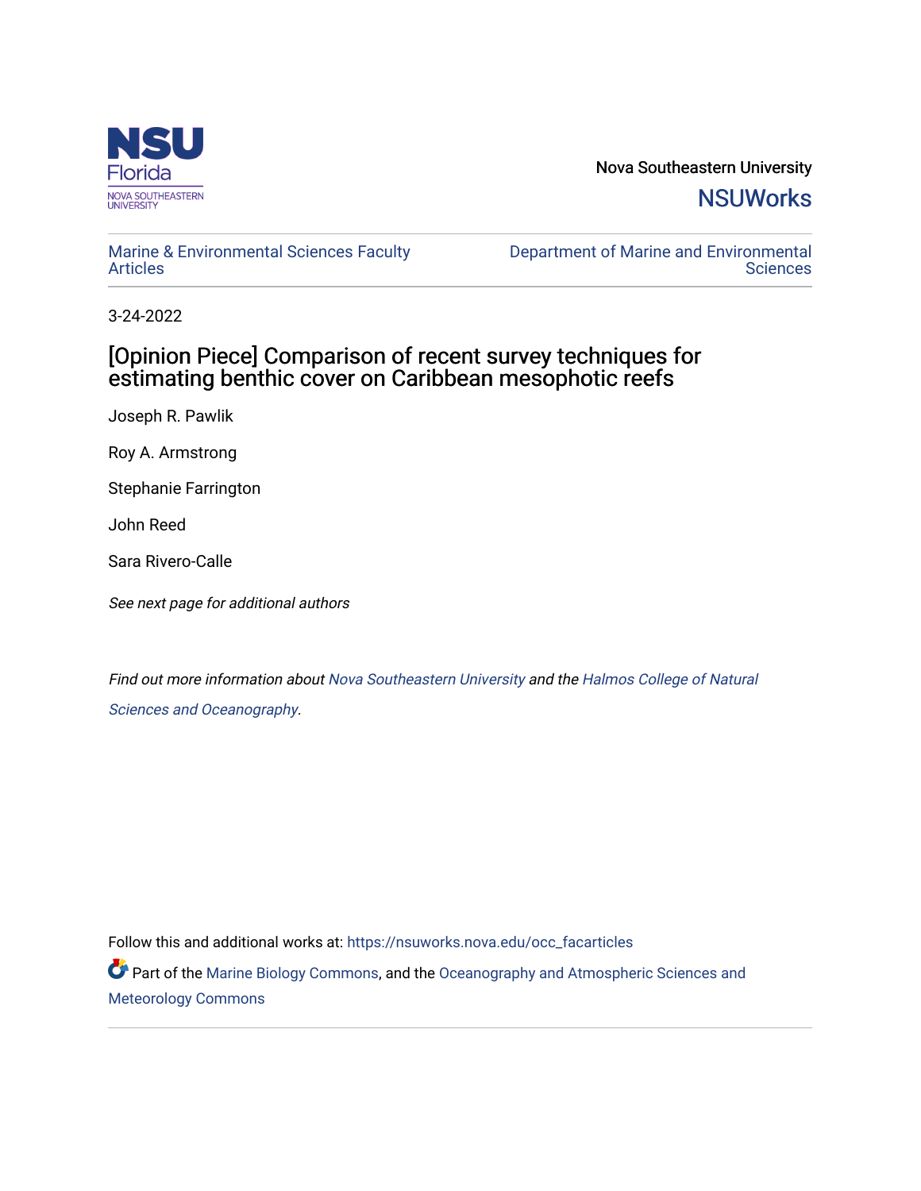Nova Southeastern University

NSUWorks

Marine & Environmental Sciences Faculty Articles

Department of Marine and Environmental Sciences

3-24-2022

# [Opinion Piece] Comparison of recent survey techniques for estimating benthic cover on Caribbean mesophotic reefs

Joseph R. Pawlik

Roy A. Armstrong

Stephanie Farrington

John Reed

Sara Rivero-Calle

*See next page for additional authors*

*Find out more information about Nova Southeastern University and the Halmos College of Natural Sciences and Oceanography.*

Follow this and additional works at: https://nsuworks.nova.edu/occ_facarticles

Part of the Marine Biology Commons, and the Oceanography and Atmospheric Sciences and Meteorology Commons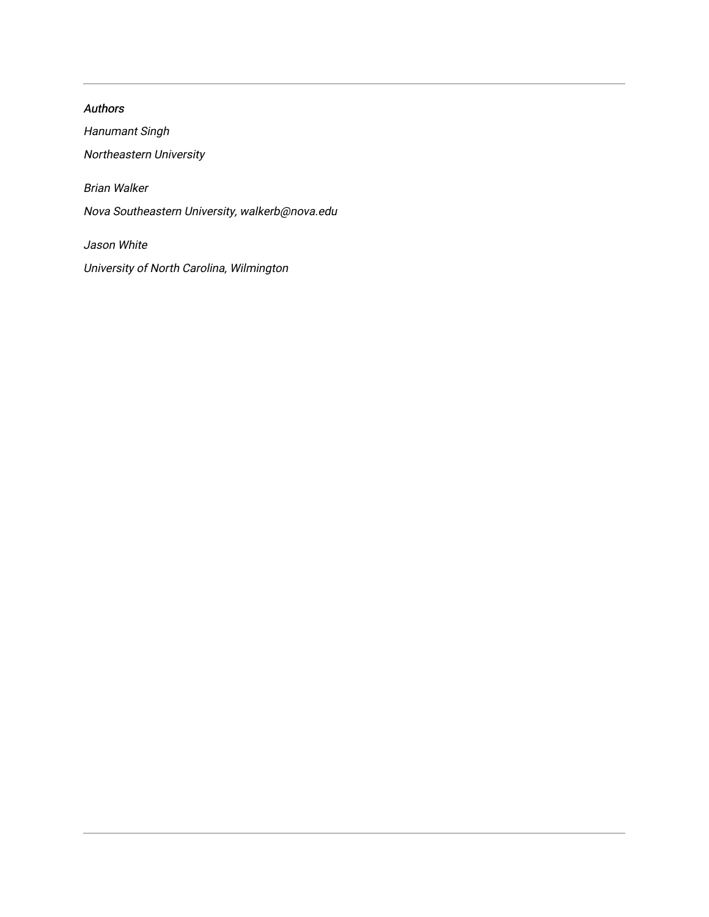*Authors*

*Hanumant Singh*

*Northeastern University*

*Brian Walker*

*Nova Southeastern University, walkerb@nova.edu*

*Jason White*

*University of North Carolina, Wilmington*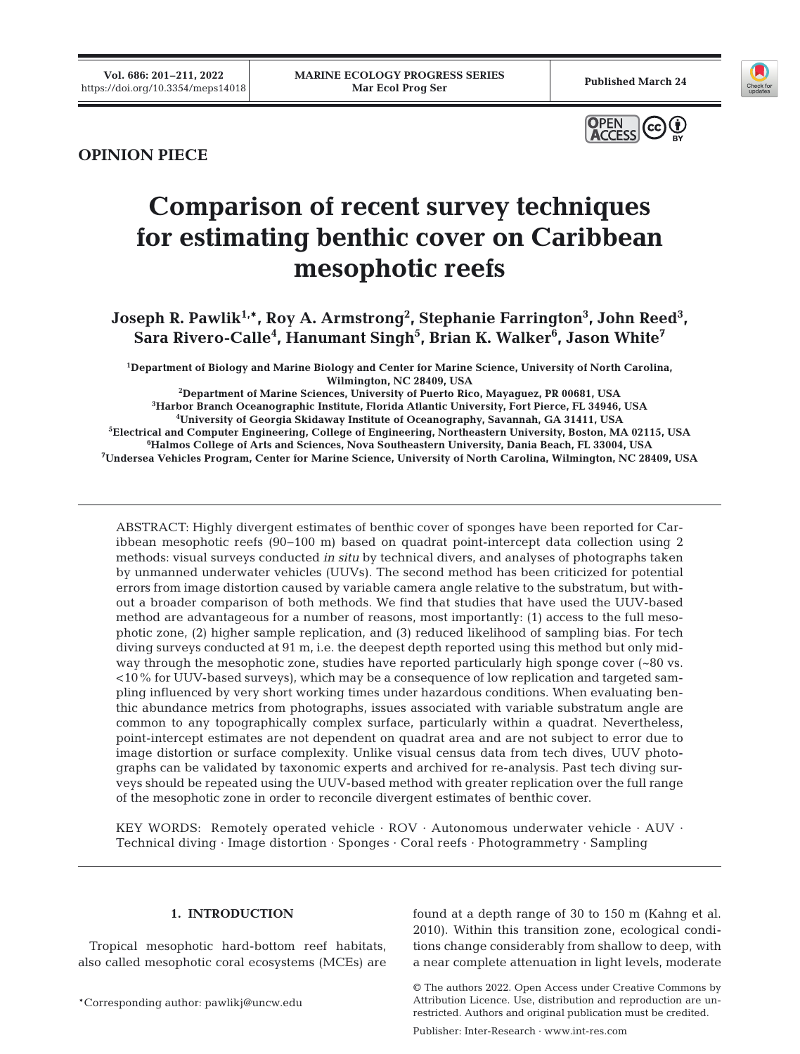OPINION PIECE

# Comparison of recent survey techniques for estimating benthic cover on Caribbean mesophotic reefs

**Joseph R. Pawlik[1,*], Roy A. Armstrong[2], Stephanie Farrington[3], John Reed[3], Sara Rivero-Calle[4], Hanumant Singh[5], Brian K. Walker[6], Jason White[7]**

[1]Department of Biology and Marine Biology and Center for Marine Science, University of North Carolina, Wilmington, NC 28409, USA
[2]Department of Marine Sciences, University of Puerto Rico, Mayaguez, PR 00681, USA
[3]Harbor Branch Oceanographic Institute, Florida Atlantic University, Fort Pierce, FL 34946, USA
[4]University of Georgia Skidaway Institute of Oceanography, Savannah, GA 31411, USA
[5]Electrical and Computer Engineering, College of Engineering, Northeastern University, Boston, MA 02115, USA
[6]Halmos College of Arts and Sciences, Nova Southeastern University, Dania Beach, FL 33004, USA
[7]Undersea Vehicles Program, Center for Marine Science, University of North Carolina, Wilmington, NC 28409, USA

ABSTRACT: Highly divergent estimates of benthic cover of sponges have been reported for Caribbean mesophotic reefs (90–100 m) based on quadrat point-intercept data collection using 2 methods: visual surveys conducted *in situ* by technical divers, and analyses of photographs taken by unmanned underwater vehicles (UUVs). The second method has been criticized for potential errors from image distortion caused by variable camera angle relative to the substratum, but without a broader comparison of both methods. We find that studies that have used the UUV-based method are advantageous for a number of reasons, most importantly: (1) access to the full mesophotic zone, (2) higher sample replication, and (3) reduced likelihood of sampling bias. For tech diving surveys conducted at 91 m, i.e. the deepest depth reported using this method but only midway through the mesophotic zone, studies have reported particularly high sponge cover (~80 vs. <10% for UUV-based surveys), which may be a consequence of low replication and targeted sampling influenced by very short working times under hazardous conditions. When evaluating benthic abundance metrics from photographs, issues associated with variable substratum angle are common to any topographically complex surface, particularly within a quadrat. Nevertheless, point-intercept estimates are not dependent on quadrat area and are not subject to error due to image distortion or surface complexity. Unlike visual census data from tech dives, UUV photographs can be validated by taxonomic experts and archived for re-analysis. Past tech diving surveys should be repeated using the UUV-based method with greater replication over the full range of the mesophotic zone in order to reconcile divergent estimates of benthic cover.

KEY WORDS: Remotely operated vehicle · ROV · Autonomous underwater vehicle · AUV · Technical diving · Image distortion · Sponges · Coral reefs · Photogrammetry · Sampling

## 1. INTRODUCTION

Tropical mesophotic hard-bottom reef habitats, also called mesophotic coral ecosystems (MCEs) are found at a depth range of 30 to 150 m (Kahng et al. 2010). Within this transition zone, ecological conditions change considerably from shallow to deep, with a near complete attenuation in light levels, moderate

*Corresponding author: pawlikj@uncw.edu

© The authors 2022. Open Access under Creative Commons by Attribution Licence. Use, distribution and reproduction are unrestricted. Authors and original publication must be credited.

Publisher: Inter-Research · www.int-res.com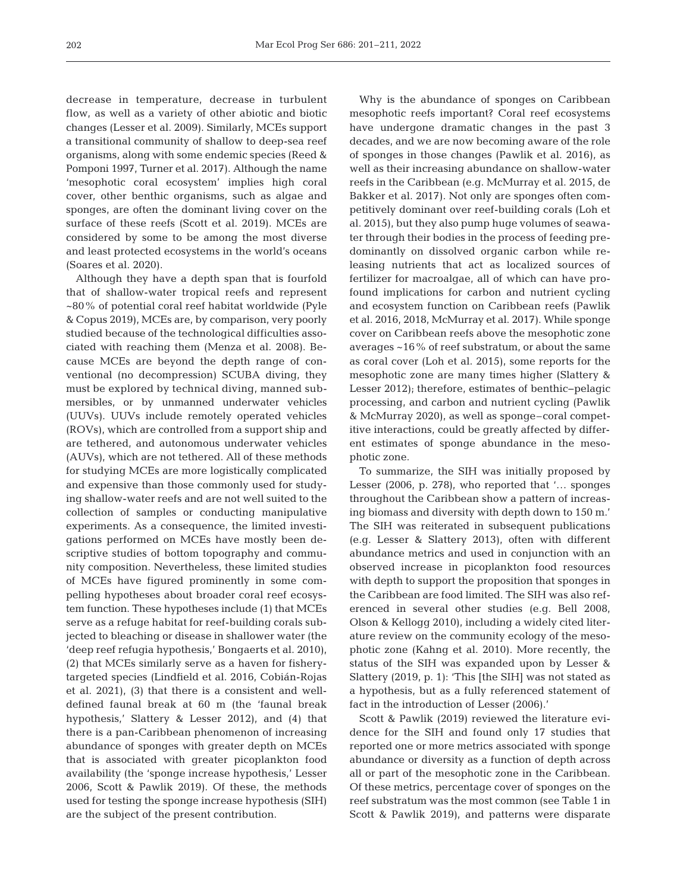decrease in temperature, decrease in turbulent flow, as well as a variety of other abiotic and biotic changes (Lesser et al. 2009). Similarly, MCEs support a transitional community of shallow to deep-sea reef organisms, along with some endemic species (Reed & Pomponi 1997, Turner et al. 2017). Although the name 'mesophotic coral ecosystem' implies high coral cover, other benthic organisms, such as algae and sponges, are often the dominant living cover on the surface of these reefs (Scott et al. 2019). MCEs are considered by some to be among the most diverse and least protected ecosystems in the world's oceans (Soares et al. 2020).

Although they have a depth span that is fourfold that of shallow-water tropical reefs and represent ~80% of potential coral reef habitat worldwide (Pyle & Copus 2019), MCEs are, by comparison, very poorly studied because of the technological difficulties associated with reaching them (Menza et al. 2008). Because MCEs are beyond the depth range of conventional (no decompression) SCUBA diving, they must be explored by technical diving, manned submersibles, or by unmanned underwater vehicles (UUVs). UUVs include remotely operated vehicles (ROVs), which are controlled from a support ship and are tethered, and autonomous underwater vehicles (AUVs), which are not tethered. All of these methods for studying MCEs are more logistically complicated and expensive than those commonly used for studying shallow-water reefs and are not well suited to the collection of samples or conducting manipulative experiments. As a consequence, the limited investigations performed on MCEs have mostly been descriptive studies of bottom topography and community composition. Nevertheless, these limited studies of MCEs have figured prominently in some compelling hypotheses about broader coral reef ecosystem function. These hypotheses include (1) that MCEs serve as a refuge habitat for reef-building corals subjected to bleaching or disease in shallower water (the 'deep reef refugia hypothesis,' Bongaerts et al. 2010), (2) that MCEs similarly serve as a haven for fishery-targeted species (Lindfield et al. 2016, Cobián-Rojas et al. 2021), (3) that there is a consistent and well-defined faunal break at 60 m (the 'faunal break hypothesis,' Slattery & Lesser 2012), and (4) that there is a pan-Caribbean phenomenon of increasing abundance of sponges with greater depth on MCEs that is associated with greater picoplankton food availability (the 'sponge increase hypothesis,' Lesser 2006, Scott & Pawlik 2019). Of these, the methods used for testing the sponge increase hypothesis (SIH) are the subject of the present contribution.

Why is the abundance of sponges on Caribbean mesophotic reefs important? Coral reef ecosystems have undergone dramatic changes in the past 3 decades, and we are now becoming aware of the role of sponges in those changes (Pawlik et al. 2016), as well as their increasing abundance on shallow-water reefs in the Caribbean (e.g. McMurray et al. 2015, de Bakker et al. 2017). Not only are sponges often competitively dominant over reef-building corals (Loh et al. 2015), but they also pump huge volumes of seawater through their bodies in the process of feeding predominantly on dissolved organic carbon while releasing nutrients that act as localized sources of fertilizer for macroalgae, all of which can have profound implications for carbon and nutrient cycling and ecosystem function on Caribbean reefs (Pawlik et al. 2016, 2018, McMurray et al. 2017). While sponge cover on Caribbean reefs above the mesophotic zone averages ~16% of reef substratum, or about the same as coral cover (Loh et al. 2015), some reports for the mesophotic zone are many times higher (Slattery & Lesser 2012); therefore, estimates of benthic–pelagic processing, and carbon and nutrient cycling (Pawlik & McMurray 2020), as well as sponge–coral competitive interactions, could be greatly affected by different estimates of sponge abundance in the mesophotic zone.

To summarize, the SIH was initially proposed by Lesser (2006, p. 278), who reported that '… sponges throughout the Caribbean show a pattern of increasing biomass and diversity with depth down to 150 m.' The SIH was reiterated in subsequent publications (e.g. Lesser & Slattery 2013), often with different abundance metrics and used in conjunction with an observed increase in picoplankton food resources with depth to support the proposition that sponges in the Caribbean are food limited. The SIH was also referenced in several other studies (e.g. Bell 2008, Olson & Kellogg 2010), including a widely cited literature review on the community ecology of the mesophotic zone (Kahng et al. 2010). More recently, the status of the SIH was expanded upon by Lesser & Slattery (2019, p. 1): 'This [the SIH] was not stated as a hypothesis, but as a fully referenced statement of fact in the introduction of Lesser (2006).'

Scott & Pawlik (2019) reviewed the literature evidence for the SIH and found only 17 studies that reported one or more metrics associated with sponge abundance or diversity as a function of depth across all or part of the mesophotic zone in the Caribbean. Of these metrics, percentage cover of sponges on the reef substratum was the most common (see Table 1 in Scott & Pawlik 2019), and patterns were disparate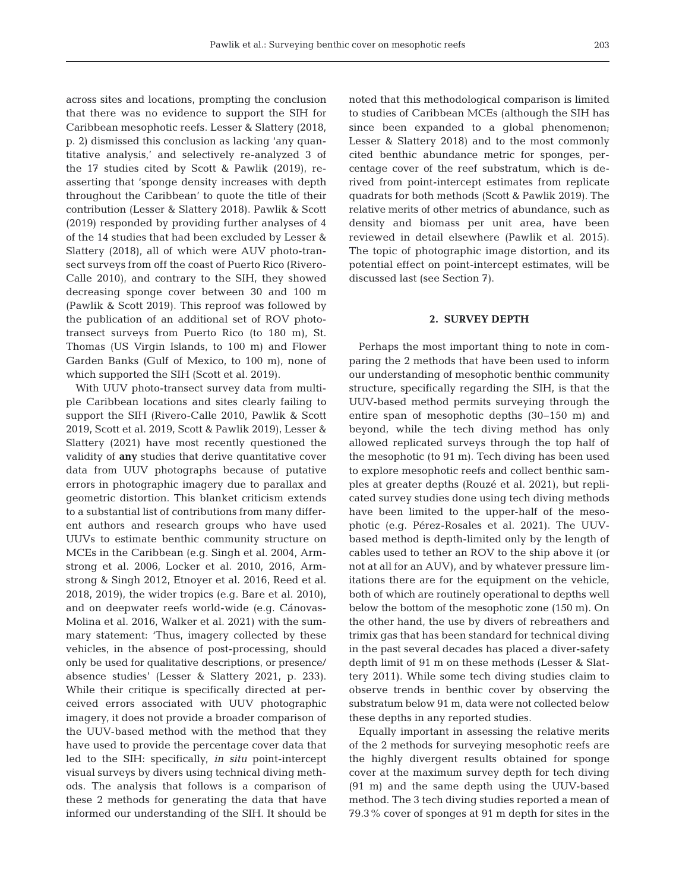across sites and locations, prompting the conclusion that there was no evidence to support the SIH for Caribbean mesophotic reefs. Lesser & Slattery (2018, p. 2) dismissed this conclusion as lacking 'any quantitative analysis,' and selectively re-analyzed 3 of the 17 studies cited by Scott & Pawlik (2019), reasserting that 'sponge density increases with depth throughout the Caribbean' to quote the title of their contribution (Lesser & Slattery 2018). Pawlik & Scott (2019) responded by providing further analyses of 4 of the 14 studies that had been excluded by Lesser & Slattery (2018), all of which were AUV photo-transect surveys from off the coast of Puerto Rico (Rivero-Calle 2010), and contrary to the SIH, they showed decreasing sponge cover between 30 and 100 m (Pawlik & Scott 2019). This reproof was followed by the publication of an additional set of ROV photo-transect surveys from Puerto Rico (to 180 m), St. Thomas (US Virgin Islands, to 100 m) and Flower Garden Banks (Gulf of Mexico, to 100 m), none of which supported the SIH (Scott et al. 2019).

With UUV photo-transect survey data from multiple Caribbean locations and sites clearly failing to support the SIH (Rivero-Calle 2010, Pawlik & Scott 2019, Scott et al. 2019, Scott & Pawlik 2019), Lesser & Slattery (2021) have most recently questioned the validity of **any** studies that derive quantitative cover data from UUV photographs because of putative errors in photographic imagery due to parallax and geometric distortion. This blanket criticism extends to a substantial list of contributions from many different authors and research groups who have used UUVs to estimate benthic community structure on MCEs in the Caribbean (e.g. Singh et al. 2004, Armstrong et al. 2006, Locker et al. 2010, 2016, Armstrong & Singh 2012, Etnoyer et al. 2016, Reed et al. 2018, 2019), the wider tropics (e.g. Bare et al. 2010), and on deepwater reefs world-wide (e.g. Cánovas-Molina et al. 2016, Walker et al. 2021) with the summary statement: 'Thus, imagery collected by these vehicles, in the absence of post-processing, should only be used for qualitative descriptions, or presence/absence studies' (Lesser & Slattery 2021, p. 233). While their critique is specifically directed at perceived errors associated with UUV photographic imagery, it does not provide a broader comparison of the UUV-based method with the method that they have used to provide the percentage cover data that led to the SIH: specifically, *in situ* point-intercept visual surveys by divers using technical diving methods. The analysis that follows is a comparison of these 2 methods for generating the data that have informed our understanding of the SIH. It should be noted that this methodological comparison is limited to studies of Caribbean MCEs (although the SIH has since been expanded to a global phenomenon; Lesser & Slattery 2018) and to the most commonly cited benthic abundance metric for sponges, percentage cover of the reef substratum, which is derived from point-intercept estimates from replicate quadrats for both methods (Scott & Pawlik 2019). The relative merits of other metrics of abundance, such as density and biomass per unit area, have been reviewed in detail elsewhere (Pawlik et al. 2015). The topic of photographic image distortion, and its potential effect on point-intercept estimates, will be discussed last (see Section 7).

## 2. SURVEY DEPTH

Perhaps the most important thing to note in comparing the 2 methods that have been used to inform our understanding of mesophotic benthic community structure, specifically regarding the SIH, is that the UUV-based method permits surveying through the entire span of mesophotic depths (30–150 m) and beyond, while the tech diving method has only allowed replicated surveys through the top half of the mesophotic (to 91 m). Tech diving has been used to explore mesophotic reefs and collect benthic samples at greater depths (Rouzé et al. 2021), but replicated survey studies done using tech diving methods have been limited to the upper-half of the mesophotic (e.g. Pérez-Rosales et al. 2021). The UUV-based method is depth-limited only by the length of cables used to tether an ROV to the ship above it (or not at all for an AUV), and by whatever pressure limitations there are for the equipment on the vehicle, both of which are routinely operational to depths well below the bottom of the mesophotic zone (150 m). On the other hand, the use by divers of rebreathers and trimix gas that has been standard for technical diving in the past several decades has placed a diver-safety depth limit of 91 m on these methods (Lesser & Slattery 2011). While some tech diving studies claim to observe trends in benthic cover by observing the substratum below 91 m, data were not collected below these depths in any reported studies.

Equally important in assessing the relative merits of the 2 methods for surveying mesophotic reefs are the highly divergent results obtained for sponge cover at the maximum survey depth for tech diving (91 m) and the same depth using the UUV-based method. The 3 tech diving studies reported a mean of 79.3% cover of sponges at 91 m depth for sites in the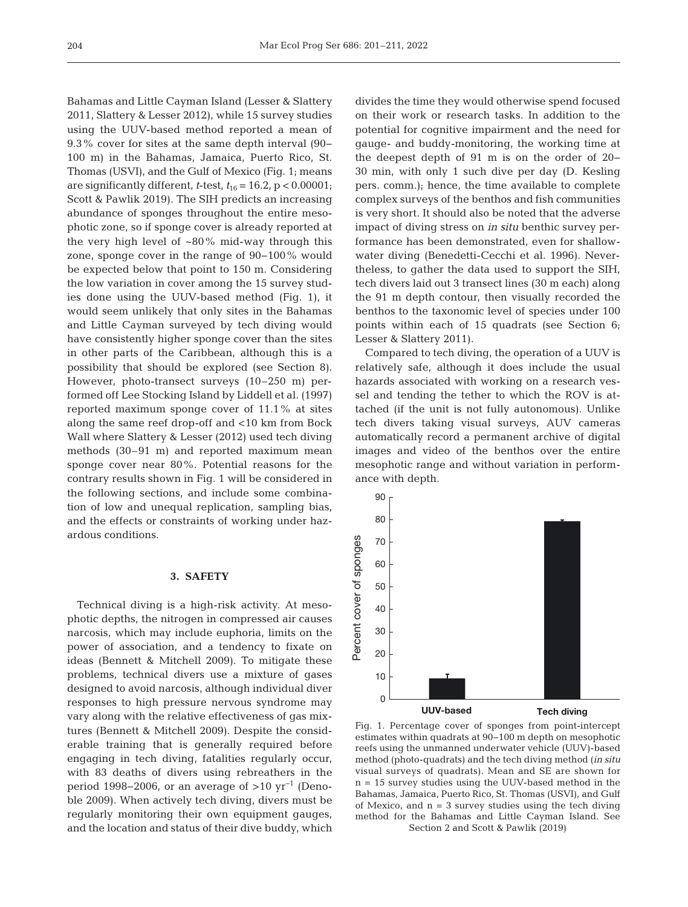Bahamas and Little Cayman Island (Lesser & Slattery 2011, Slattery & Lesser 2012), while 15 survey studies using the UUV-based method reported a mean of 9.3% cover for sites at the same depth interval (90–100 m) in the Bahamas, Jamaica, Puerto Rico, St. Thomas (USVI), and the Gulf of Mexico (Fig. 1; means are significantly different, *t*-test, $t_{16} = 16.2$, $p < 0.00001$; Scott & Pawlik 2019). The SIH predicts an increasing abundance of sponges throughout the entire mesophotic zone, so if sponge cover is already reported at the very high level of ~80% mid-way through this zone, sponge cover in the range of 90–100% would be expected below that point to 150 m. Considering the low variation in cover among the 15 survey studies done using the UUV-based method (Fig. 1), it would seem unlikely that only sites in the Bahamas and Little Cayman surveyed by tech diving would have consistently higher sponge cover than the sites in other parts of the Caribbean, although this is a possibility that should be explored (see Section 8). However, photo-transect surveys (10–250 m) performed off Lee Stocking Island by Liddell et al. (1997) reported maximum sponge cover of 11.1% at sites along the same reef drop-off and <10 km from Bock Wall where Slattery & Lesser (2012) used tech diving methods (30–91 m) and reported maximum mean sponge cover near 80%. Potential reasons for the contrary results shown in Fig. 1 will be considered in the following sections, and include some combination of low and unequal replication, sampling bias, and the effects or constraints of working under hazardous conditions.

## 3. SAFETY

Technical diving is a high-risk activity. At mesophotic depths, the nitrogen in compressed air causes narcosis, which may include euphoria, limits on the power of association, and a tendency to fixate on ideas (Bennett & Mitchell 2009). To mitigate these problems, technical divers use a mixture of gases designed to avoid narcosis, although individual diver responses to high pressure nervous syndrome may vary along with the relative effectiveness of gas mixtures (Bennett & Mitchell 2009). Despite the considerable training that is generally required before engaging in tech diving, fatalities regularly occur, with 83 deaths of divers using rebreathers in the period 1998–2006, or an average of $>10$ yr$^{-1}$ (Denoble 2009). When actively tech diving, divers must be regularly monitoring their own equipment gauges, and the location and status of their dive buddy, which divides the time they would otherwise spend focused on their work or research tasks. In addition to the potential for cognitive impairment and the need for gauge- and buddy-monitoring, the working time at the deepest depth of 91 m is on the order of 20–30 min, with only 1 such dive per day (D. Kesling pers. comm.); hence, the time available to complete complex surveys of the benthos and fish communities is very short. It should also be noted that the adverse impact of diving stress on *in situ* benthic survey performance has been demonstrated, even for shallow-water diving (Benedetti-Cecchi et al. 1996). Nevertheless, to gather the data used to support the SIH, tech divers laid out 3 transect lines (30 m each) along the 91 m depth contour, then visually recorded the benthos to the taxonomic level of species under 100 points within each of 15 quadrats (see Section 6; Lesser & Slattery 2011).

Compared to tech diving, the operation of a UUV is relatively safe, although it does include the usual hazards associated with working on a research vessel and tending the tether to which the ROV is attached (if the unit is not fully autonomous). Unlike tech divers taking visual surveys, AUV cameras automatically record a permanent archive of digital images and video of the benthos over the entire mesophotic range and without variation in performance with depth.

Fig. 1. Percentage cover of sponges from point-intercept estimates within quadrats at 90–100 m depth on mesophotic reefs using the unmanned underwater vehicle (UUV)-based method (photo-quadrats) and the tech diving method (*in situ* visual surveys of quadrats). Mean and SE are shown for n = 15 survey studies using the UUV-based method in the Bahamas, Jamaica, Puerto Rico, St. Thomas (USVI), and Gulf of Mexico, and n = 3 survey studies using the tech diving method for the Bahamas and Little Cayman Island. See Section 2 and Scott & Pawlik (2019)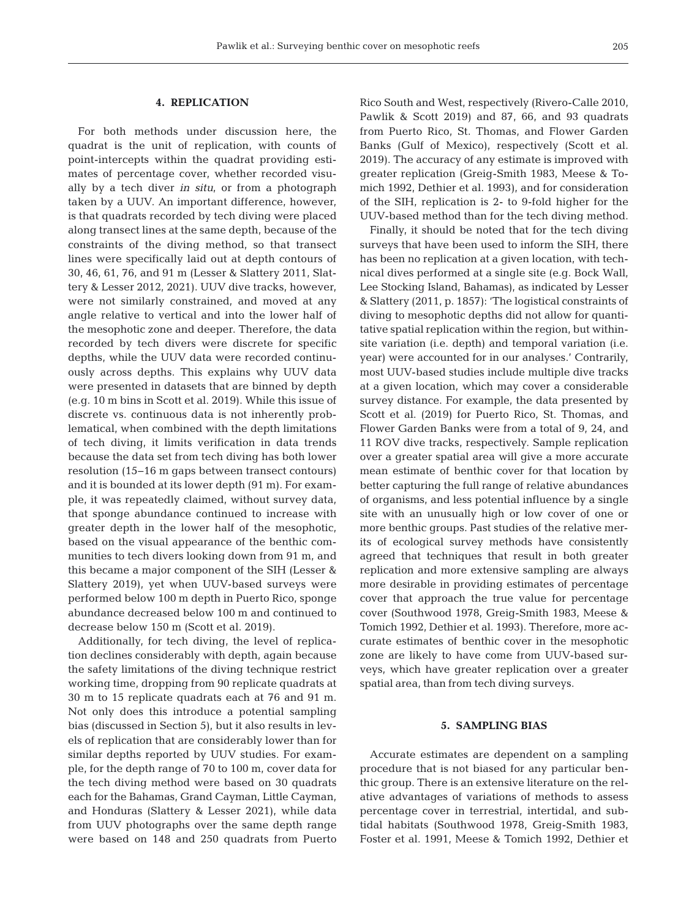## 4. REPLICATION

For both methods under discussion here, the quadrat is the unit of replication, with counts of point-intercepts within the quadrat providing estimates of percentage cover, whether recorded visually by a tech diver *in situ*, or from a photograph taken by a UUV. An important difference, however, is that quadrats recorded by tech diving were placed along transect lines at the same depth, because of the constraints of the diving method, so that transect lines were specifically laid out at depth contours of 30, 46, 61, 76, and 91 m (Lesser & Slattery 2011, Slattery & Lesser 2012, 2021). UUV dive tracks, however, were not similarly constrained, and moved at any angle relative to vertical and into the lower half of the mesophotic zone and deeper. Therefore, the data recorded by tech divers were discrete for specific depths, while the UUV data were recorded continuously across depths. This explains why UUV data were presented in datasets that are binned by depth (e.g. 10 m bins in Scott et al. 2019). While this issue of discrete vs. continuous data is not inherently problematical, when combined with the depth limitations of tech diving, it limits verification in data trends because the data set from tech diving has both lower resolution (15−16 m gaps between transect contours) and it is bounded at its lower depth (91 m). For example, it was repeatedly claimed, without survey data, that sponge abundance continued to increase with greater depth in the lower half of the mesophotic, based on the visual appearance of the benthic communities to tech divers looking down from 91 m, and this became a major component of the SIH (Lesser & Slattery 2019), yet when UUV-based surveys were performed below 100 m depth in Puerto Rico, sponge abundance decreased below 100 m and continued to decrease below 150 m (Scott et al. 2019).

Additionally, for tech diving, the level of replication declines considerably with depth, again because the safety limitations of the diving technique restrict working time, dropping from 90 replicate quadrats at 30 m to 15 replicate quadrats each at 76 and 91 m. Not only does this introduce a potential sampling bias (discussed in Section 5), but it also results in levels of replication that are considerably lower than for similar depths reported by UUV studies. For example, for the depth range of 70 to 100 m, cover data for the tech diving method were based on 30 quadrats each for the Bahamas, Grand Cayman, Little Cayman, and Honduras (Slattery & Lesser 2021), while data from UUV photographs over the same depth range were based on 148 and 250 quadrats from Puerto Rico South and West, respectively (Rivero-Calle 2010, Pawlik & Scott 2019) and 87, 66, and 93 quadrats from Puerto Rico, St. Thomas, and Flower Garden Banks (Gulf of Mexico), respectively (Scott et al. 2019). The accuracy of any estimate is improved with greater replication (Greig-Smith 1983, Meese & Tomich 1992, Dethier et al. 1993), and for consideration of the SIH, replication is 2- to 9-fold higher for the UUV-based method than for the tech diving method.

Finally, it should be noted that for the tech diving surveys that have been used to inform the SIH, there has been no replication at a given location, with technical dives performed at a single site (e.g. Bock Wall, Lee Stocking Island, Bahamas), as indicated by Lesser & Slattery (2011, p. 1857): 'The logistical constraints of diving to mesophotic depths did not allow for quantitative spatial replication within the region, but within-site variation (i.e. depth) and temporal variation (i.e. year) were accounted for in our analyses.' Contrarily, most UUV-based studies include multiple dive tracks at a given location, which may cover a considerable survey distance. For example, the data presented by Scott et al. (2019) for Puerto Rico, St. Thomas, and Flower Garden Banks were from a total of 9, 24, and 11 ROV dive tracks, respectively. Sample replication over a greater spatial area will give a more accurate mean estimate of benthic cover for that location by better capturing the full range of relative abundances of organisms, and less potential influence by a single site with an unusually high or low cover of one or more benthic groups. Past studies of the relative merits of ecological survey methods have consistently agreed that techniques that result in both greater replication and more extensive sampling are always more desirable in providing estimates of percentage cover that approach the true value for percentage cover (Southwood 1978, Greig-Smith 1983, Meese & Tomich 1992, Dethier et al. 1993). Therefore, more accurate estimates of benthic cover in the mesophotic zone are likely to have come from UUV-based surveys, which have greater replication over a greater spatial area, than from tech diving surveys.

## 5. SAMPLING BIAS

Accurate estimates are dependent on a sampling procedure that is not biased for any particular benthic group. There is an extensive literature on the relative advantages of variations of methods to assess percentage cover in terrestrial, intertidal, and subtidal habitats (Southwood 1978, Greig-Smith 1983, Foster et al. 1991, Meese & Tomich 1992, Dethier et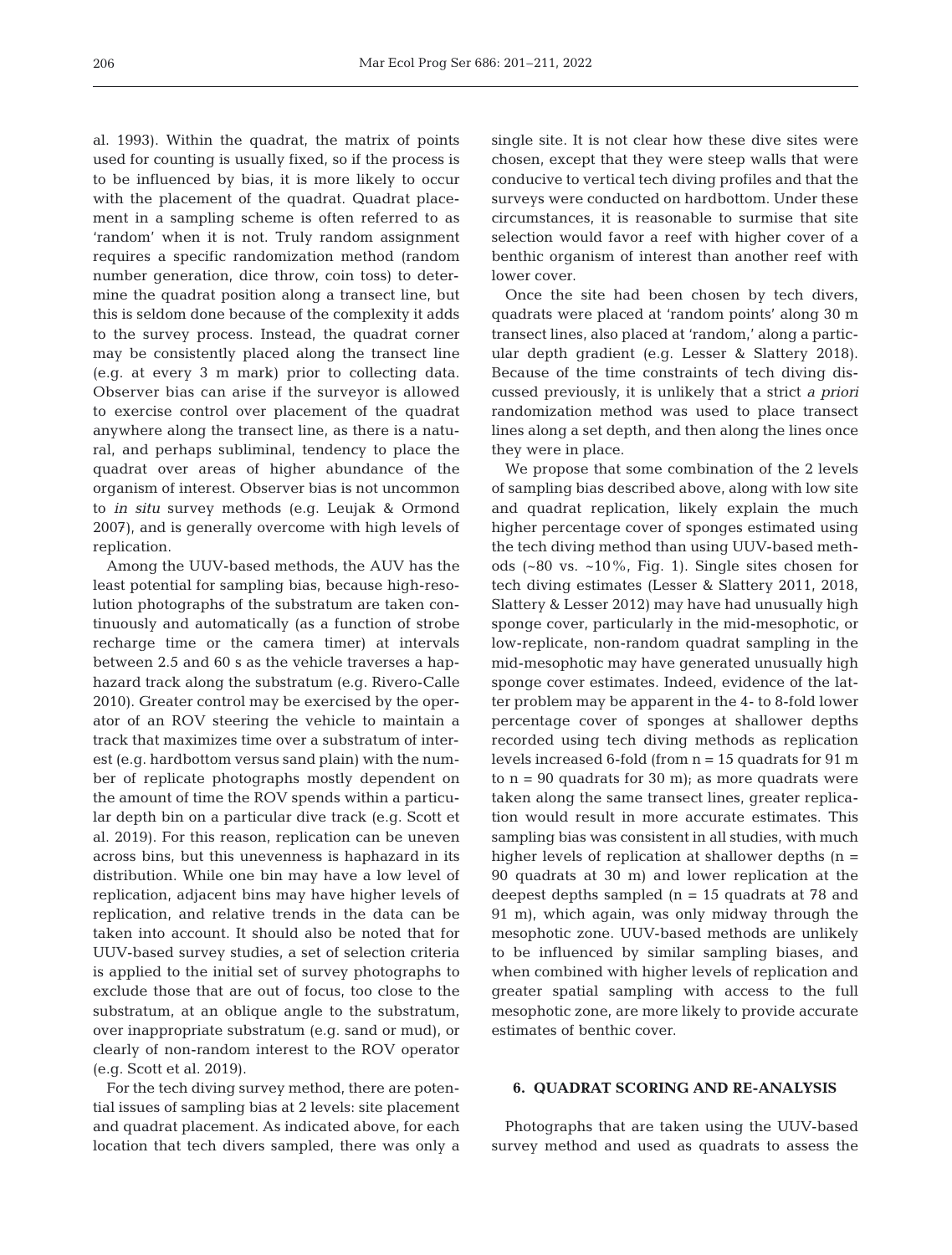al. 1993). Within the quadrat, the matrix of points used for counting is usually fixed, so if the process is to be influenced by bias, it is more likely to occur with the placement of the quadrat. Quadrat placement in a sampling scheme is often referred to as 'random' when it is not. Truly random assignment requires a specific randomization method (random number generation, dice throw, coin toss) to determine the quadrat position along a transect line, but this is seldom done because of the complexity it adds to the survey process. Instead, the quadrat corner may be consistently placed along the transect line (e.g. at every 3 m mark) prior to collecting data. Observer bias can arise if the surveyor is allowed to exercise control over placement of the quadrat anywhere along the transect line, as there is a natural, and perhaps subliminal, tendency to place the quadrat over areas of higher abundance of the organism of interest. Observer bias is not uncommon to *in situ* survey methods (e.g. Leujak & Ormond 2007), and is generally overcome with high levels of replication.

Among the UUV-based methods, the AUV has the least potential for sampling bias, because high-resolution photographs of the substratum are taken continuously and automatically (as a function of strobe recharge time or the camera timer) at intervals between 2.5 and 60 s as the vehicle traverses a haphazard track along the substratum (e.g. Rivero-Calle 2010). Greater control may be exercised by the operator of an ROV steering the vehicle to maintain a track that maximizes time over a substratum of interest (e.g. hardbottom versus sand plain) with the number of replicate photographs mostly dependent on the amount of time the ROV spends within a particular depth bin on a particular dive track (e.g. Scott et al. 2019). For this reason, replication can be uneven across bins, but this unevenness is haphazard in its distribution. While one bin may have a low level of replication, adjacent bins may have higher levels of replication, and relative trends in the data can be taken into account. It should also be noted that for UUV-based survey studies, a set of selection criteria is applied to the initial set of survey photographs to exclude those that are out of focus, too close to the substratum, at an oblique angle to the substratum, over inappropriate substratum (e.g. sand or mud), or clearly of non-random interest to the ROV operator (e.g. Scott et al. 2019).

For the tech diving survey method, there are potential issues of sampling bias at 2 levels: site placement and quadrat placement. As indicated above, for each location that tech divers sampled, there was only a single site. It is not clear how these dive sites were chosen, except that they were steep walls that were conducive to vertical tech diving profiles and that the surveys were conducted on hardbottom. Under these circumstances, it is reasonable to surmise that site selection would favor a reef with higher cover of a benthic organism of interest than another reef with lower cover.

Once the site had been chosen by tech divers, quadrats were placed at 'random points' along 30 m transect lines, also placed at 'random,' along a particular depth gradient (e.g. Lesser & Slattery 2018). Because of the time constraints of tech diving discussed previously, it is unlikely that a strict *a priori* randomization method was used to place transect lines along a set depth, and then along the lines once they were in place.

We propose that some combination of the 2 levels of sampling bias described above, along with low site and quadrat replication, likely explain the much higher percentage cover of sponges estimated using the tech diving method than using UUV-based methods (~80 vs. ~10%, Fig. 1). Single sites chosen for tech diving estimates (Lesser & Slattery 2011, 2018, Slattery & Lesser 2012) may have had unusually high sponge cover, particularly in the mid-mesophotic, or low-replicate, non-random quadrat sampling in the mid-mesophotic may have generated unusually high sponge cover estimates. Indeed, evidence of the latter problem may be apparent in the 4- to 8-fold lower percentage cover of sponges at shallower depths recorded using tech diving methods as replication levels increased 6-fold (from n = 15 quadrats for 91 m to n = 90 quadrats for 30 m); as more quadrats were taken along the same transect lines, greater replication would result in more accurate estimates. This sampling bias was consistent in all studies, with much higher levels of replication at shallower depths (n = 90 quadrats at 30 m) and lower replication at the deepest depths sampled (n = 15 quadrats at 78 and 91 m), which again, was only midway through the mesophotic zone. UUV-based methods are unlikely to be influenced by similar sampling biases, and when combined with higher levels of replication and greater spatial sampling with access to the full mesophotic zone, are more likely to provide accurate estimates of benthic cover.

## 6. QUADRAT SCORING AND RE-ANALYSIS

Photographs that are taken using the UUV-based survey method and used as quadrats to assess the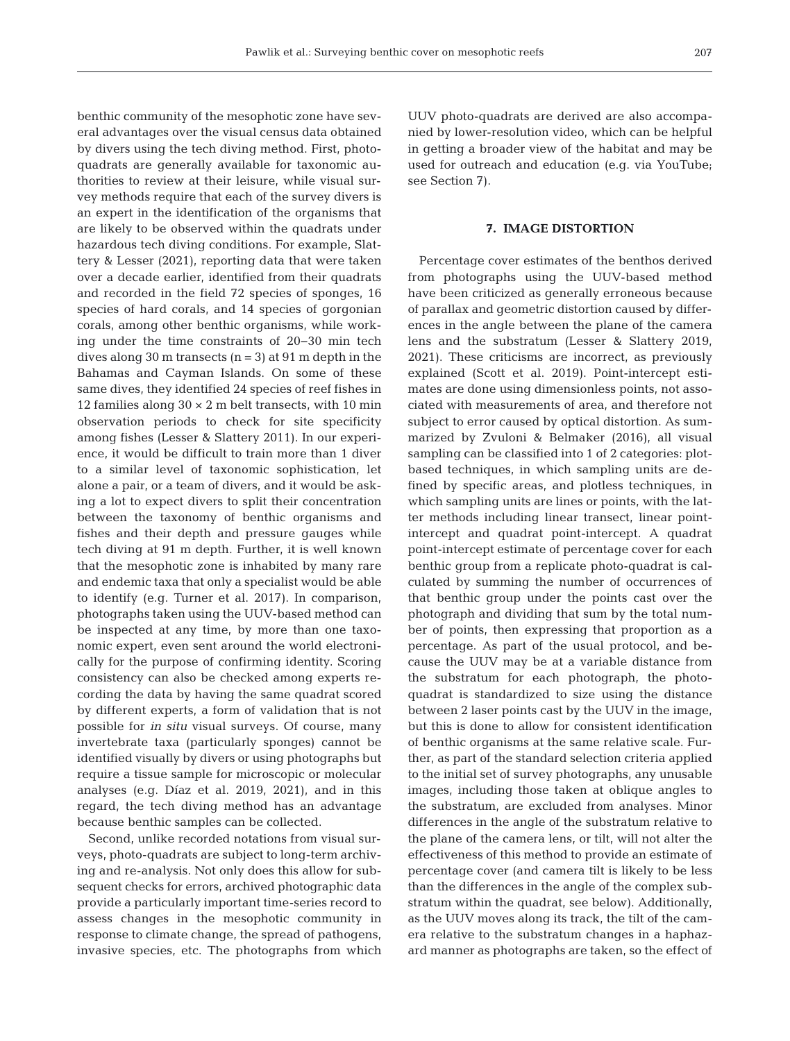benthic community of the mesophotic zone have several advantages over the visual census data obtained by divers using the tech diving method. First, photo-quadrats are generally available for taxonomic authorities to review at their leisure, while visual survey methods require that each of the survey divers is an expert in the identification of the organisms that are likely to be observed within the quadrats under hazardous tech diving conditions. For example, Slattery & Lesser (2021), reporting data that were taken over a decade earlier, identified from their quadrats and recorded in the field 72 species of sponges, 16 species of hard corals, and 14 species of gorgonian corals, among other benthic organisms, while working under the time constraints of 20–30 min tech dives along 30 m transects (n = 3) at 91 m depth in the Bahamas and Cayman Islands. On some of these same dives, they identified 24 species of reef fishes in 12 families along 30 × 2 m belt transects, with 10 min observation periods to check for site specificity among fishes (Lesser & Slattery 2011). In our experience, it would be difficult to train more than 1 diver to a similar level of taxonomic sophistication, let alone a pair, or a team of divers, and it would be asking a lot to expect divers to split their concentration between the taxonomy of benthic organisms and fishes and their depth and pressure gauges while tech diving at 91 m depth. Further, it is well known that the mesophotic zone is inhabited by many rare and endemic taxa that only a specialist would be able to identify (e.g. Turner et al. 2017). In comparison, photographs taken using the UUV-based method can be inspected at any time, by more than one taxonomic expert, even sent around the world electronically for the purpose of confirming identity. Scoring consistency can also be checked among experts recording the data by having the same quadrat scored by different experts, a form of validation that is not possible for *in situ* visual surveys. Of course, many invertebrate taxa (particularly sponges) cannot be identified visually by divers or using photographs but require a tissue sample for microscopic or molecular analyses (e.g. Díaz et al. 2019, 2021), and in this regard, the tech diving method has an advantage because benthic samples can be collected.

Second, unlike recorded notations from visual surveys, photo-quadrats are subject to long-term archiving and re-analysis. Not only does this allow for subsequent checks for errors, archived photographic data provide a particularly important time-series record to assess changes in the mesophotic community in response to climate change, the spread of pathogens, invasive species, etc. The photographs from which UUV photo-quadrats are derived are also accompanied by lower-resolution video, which can be helpful in getting a broader view of the habitat and may be used for outreach and education (e.g. via YouTube; see Section 7).

## 7. IMAGE DISTORTION

Percentage cover estimates of the benthos derived from photographs using the UUV-based method have been criticized as generally erroneous because of parallax and geometric distortion caused by differences in the angle between the plane of the camera lens and the substratum (Lesser & Slattery 2019, 2021). These criticisms are incorrect, as previously explained (Scott et al. 2019). Point-intercept estimates are done using dimensionless points, not associated with measurements of area, and therefore not subject to error caused by optical distortion. As summarized by Zvuloni & Belmaker (2016), all visual sampling can be classified into 1 of 2 categories: plot-based techniques, in which sampling units are defined by specific areas, and plotless techniques, in which sampling units are lines or points, with the latter methods including linear transect, linear point-intercept and quadrat point-intercept. A quadrat point-intercept estimate of percentage cover for each benthic group from a replicate photo-quadrat is calculated by summing the number of occurrences of that benthic group under the points cast over the photograph and dividing that sum by the total number of points, then expressing that proportion as a percentage. As part of the usual protocol, and because the UUV may be at a variable distance from the substratum for each photograph, the photo-quadrat is standardized to size using the distance between 2 laser points cast by the UUV in the image, but this is done to allow for consistent identification of benthic organisms at the same relative scale. Further, as part of the standard selection criteria applied to the initial set of survey photographs, any unusable images, including those taken at oblique angles to the substratum, are excluded from analyses. Minor differences in the angle of the substratum relative to the plane of the camera lens, or tilt, will not alter the effectiveness of this method to provide an estimate of percentage cover (and camera tilt is likely to be less than the differences in the angle of the complex substratum within the quadrat, see below). Additionally, as the UUV moves along its track, the tilt of the camera relative to the substratum changes in a haphazard manner as photographs are taken, so the effect of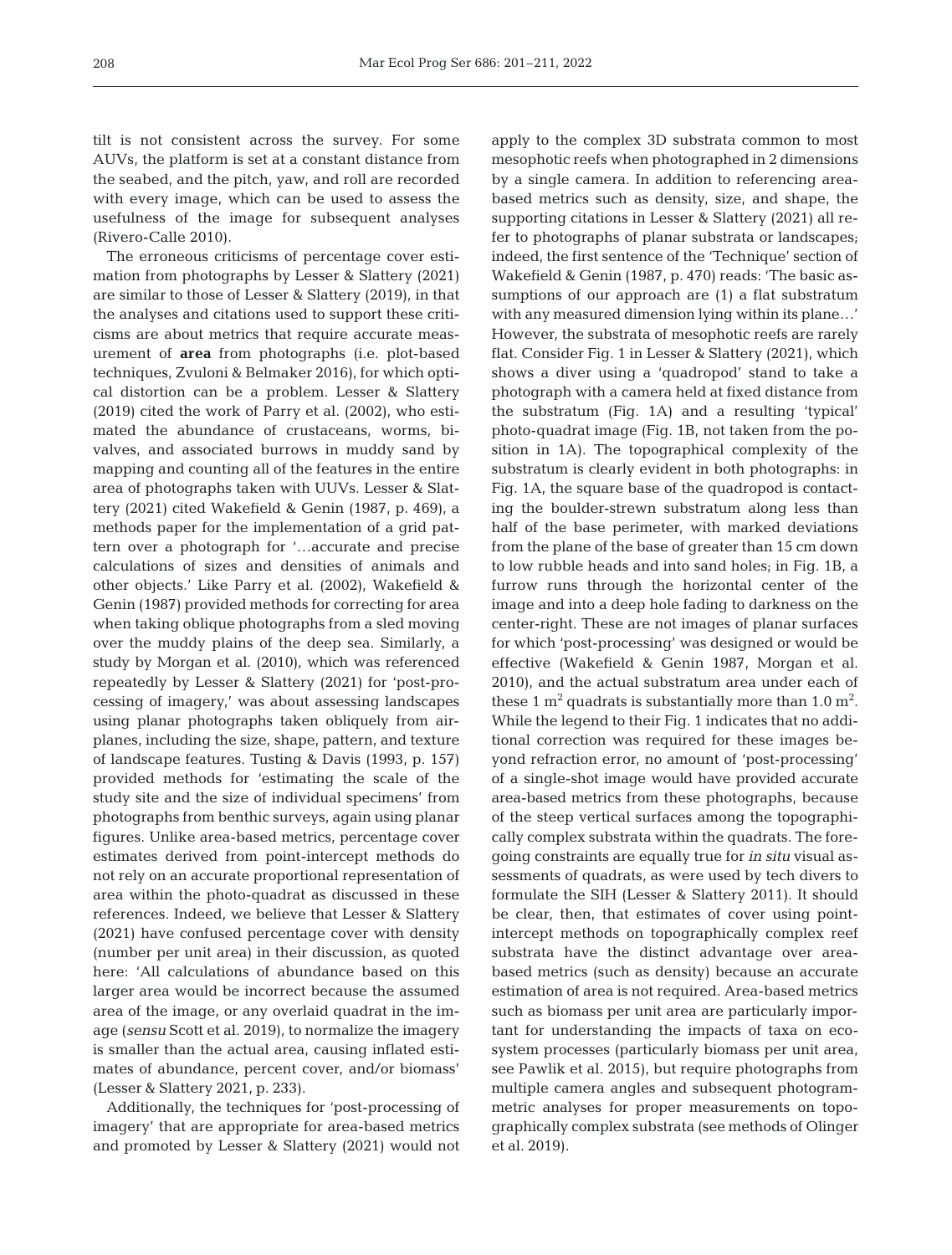tilt is not consistent across the survey. For some AUVs, the platform is set at a constant distance from the seabed, and the pitch, yaw, and roll are recorded with every image, which can be used to assess the usefulness of the image for subsequent analyses (Rivero-Calle 2010).

The erroneous criticisms of percentage cover estimation from photographs by Lesser & Slattery (2021) are similar to those of Lesser & Slattery (2019), in that the analyses and citations used to support these criticisms are about metrics that require accurate measurement of **area** from photographs (i.e. plot-based techniques, Zvuloni & Belmaker 2016), for which optical distortion can be a problem. Lesser & Slattery (2019) cited the work of Parry et al. (2002), who estimated the abundance of crustaceans, worms, bivalves, and associated burrows in muddy sand by mapping and counting all of the features in the entire area of photographs taken with UUVs. Lesser & Slattery (2021) cited Wakefield & Genin (1987, p. 469), a methods paper for the implementation of a grid pattern over a photograph for '…accurate and precise calculations of sizes and densities of animals and other objects.' Like Parry et al. (2002), Wakefield & Genin (1987) provided methods for correcting for area when taking oblique photographs from a sled moving over the muddy plains of the deep sea. Similarly, a study by Morgan et al. (2010), which was referenced repeatedly by Lesser & Slattery (2021) for 'post-processing of imagery,' was about assessing landscapes using planar photographs taken obliquely from airplanes, including the size, shape, pattern, and texture of landscape features. Tusting & Davis (1993, p. 157) provided methods for 'estimating the scale of the study site and the size of individual specimens' from photographs from benthic surveys, again using planar figures. Unlike area-based metrics, percentage cover estimates derived from point-intercept methods do not rely on an accurate proportional representation of area within the photo-quadrat as discussed in these references. Indeed, we believe that Lesser & Slattery (2021) have confused percentage cover with density (number per unit area) in their discussion, as quoted here: 'All calculations of abundance based on this larger area would be incorrect because the assumed area of the image, or any overlaid quadrat in the image (*sensu* Scott et al. 2019), to normalize the imagery is smaller than the actual area, causing inflated estimates of abundance, percent cover, and/or biomass' (Lesser & Slattery 2021, p. 233).

Additionally, the techniques for 'post-processing of imagery' that are appropriate for area-based metrics and promoted by Lesser & Slattery (2021) would not apply to the complex 3D substrata common to most mesophotic reefs when photographed in 2 dimensions by a single camera. In addition to referencing area-based metrics such as density, size, and shape, the supporting citations in Lesser & Slattery (2021) all refer to photographs of planar substrata or landscapes; indeed, the first sentence of the 'Technique' section of Wakefield & Genin (1987, p. 470) reads: 'The basic assumptions of our approach are (1) a flat substratum with any measured dimension lying within its plane…' However, the substrata of mesophotic reefs are rarely flat. Consider Fig. 1 in Lesser & Slattery (2021), which shows a diver using a 'quadropod' stand to take a photograph with a camera held at fixed distance from the substratum (Fig. 1A) and a resulting 'typical' photo-quadrat image (Fig. 1B, not taken from the position in 1A). The topographical complexity of the substratum is clearly evident in both photographs: in Fig. 1A, the square base of the quadropod is contacting the boulder-strewn substratum along less than half of the base perimeter, with marked deviations from the plane of the base of greater than 15 cm down to low rubble heads and into sand holes; in Fig. 1B, a furrow runs through the horizontal center of the image and into a deep hole fading to darkness on the center-right. These are not images of planar surfaces for which 'post-processing' was designed or would be effective (Wakefield & Genin 1987, Morgan et al. 2010), and the actual substratum area under each of these 1 $m^2$ quadrats is substantially more than 1.0 $m^2$. While the legend to their Fig. 1 indicates that no additional correction was required for these images beyond refraction error, no amount of 'post-processing' of a single-shot image would have provided accurate area-based metrics from these photographs, because of the steep vertical surfaces among the topographically complex substrata within the quadrats. The foregoing constraints are equally true for *in situ* visual assessments of quadrats, as were used by tech divers to formulate the SIH (Lesser & Slattery 2011). It should be clear, then, that estimates of cover using point-intercept methods on topographically complex reef substrata have the distinct advantage over area-based metrics (such as density) because an accurate estimation of area is not required. Area-based metrics such as biomass per unit area are particularly important for understanding the impacts of taxa on ecosystem processes (particularly biomass per unit area, see Pawlik et al. 2015), but require photographs from multiple camera angles and subsequent photogrammetric analyses for proper measurements on topographically complex substrata (see methods of Olinger et al. 2019).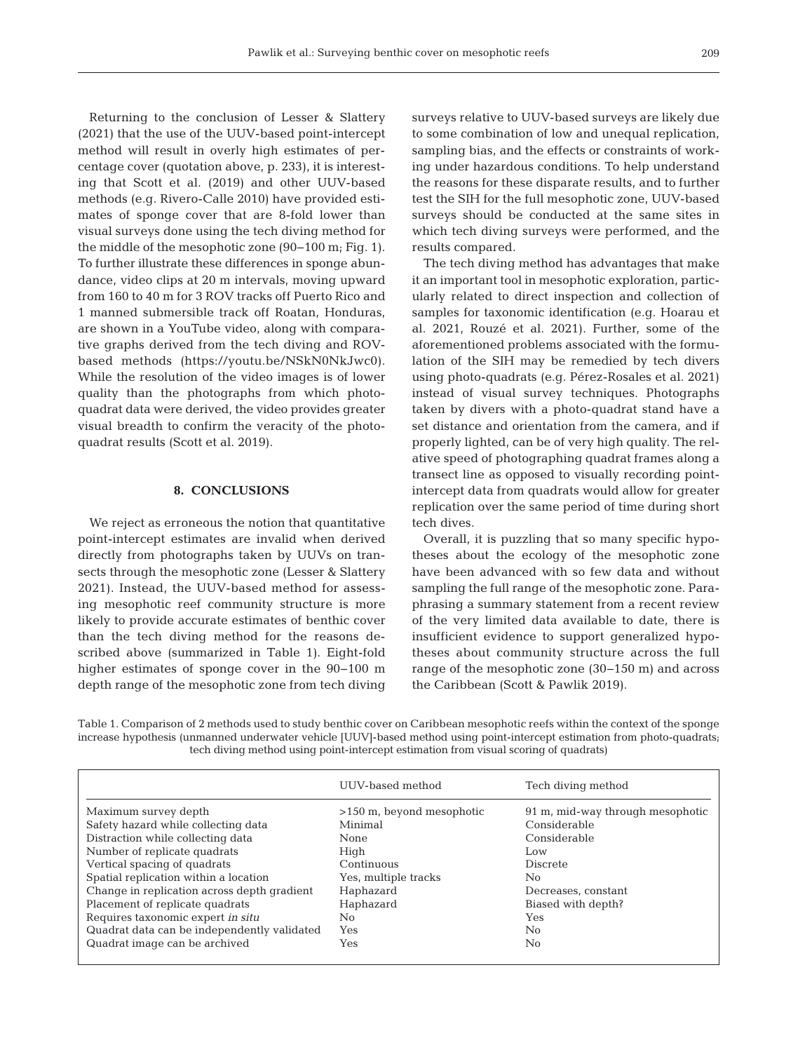Returning to the conclusion of Lesser & Slattery (2021) that the use of the UUV-based point-intercept method will result in overly high estimates of percentage cover (quotation above, p. 233), it is interesting that Scott et al. (2019) and other UUV-based methods (e.g. Rivero-Calle 2010) have provided estimates of sponge cover that are 8-fold lower than visual surveys done using the tech diving method for the middle of the mesophotic zone (90−100 m; Fig. 1). To further illustrate these differences in sponge abundance, video clips at 20 m intervals, moving upward from 160 to 40 m for 3 ROV tracks off Puerto Rico and 1 manned submersible track off Roatan, Honduras, are shown in a YouTube video, along with comparative graphs derived from the tech diving and ROV-based methods (https://youtu.be/NSkN0NkJwc0). While the resolution of the video images is of lower quality than the photographs from which photo-quadrat data were derived, the video provides greater visual breadth to confirm the veracity of the photo-quadrat results (Scott et al. 2019).

## 8. CONCLUSIONS

We reject as erroneous the notion that quantitative point-intercept estimates are invalid when derived directly from photographs taken by UUVs on transects through the mesophotic zone (Lesser & Slattery 2021). Instead, the UUV-based method for assessing mesophotic reef community structure is more likely to provide accurate estimates of benthic cover than the tech diving method for the reasons described above (summarized in Table 1). Eight-fold higher estimates of sponge cover in the 90−100 m depth range of the mesophotic zone from tech diving surveys relative to UUV-based surveys are likely due to some combination of low and unequal replication, sampling bias, and the effects or constraints of working under hazardous conditions. To help understand the reasons for these disparate results, and to further test the SIH for the full mesophotic zone, UUV-based surveys should be conducted at the same sites in which tech diving surveys were performed, and the results compared.

The tech diving method has advantages that make it an important tool in mesophotic exploration, particularly related to direct inspection and collection of samples for taxonomic identification (e.g. Hoarau et al. 2021, Rouzé et al. 2021). Further, some of the aforementioned problems associated with the formulation of the SIH may be remedied by tech divers using photo-quadrats (e.g. Pérez-Rosales et al. 2021) instead of visual survey techniques. Photographs taken by divers with a photo-quadrat stand have a set distance and orientation from the camera, and if properly lighted, can be of very high quality. The relative speed of photographing quadrat frames along a transect line as opposed to visually recording point-intercept data from quadrats would allow for greater replication over the same period of time during short tech dives.

Overall, it is puzzling that so many specific hypotheses about the ecology of the mesophotic zone have been advanced with so few data and without sampling the full range of the mesophotic zone. Paraphrasing a summary statement from a recent review of the very limited data available to date, there is insufficient evidence to support generalized hypotheses about community structure across the full range of the mesophotic zone (30−150 m) and across the Caribbean (Scott & Pawlik 2019).

Table 1. Comparison of 2 methods used to study benthic cover on Caribbean mesophotic reefs within the context of the sponge increase hypothesis (unmanned underwater vehicle [UUV]-based method using point-intercept estimation from photo-quadrats; tech diving method using point-intercept estimation from visual scoring of quadrats)

| | UUV-based method | Tech diving method |
|---|---|---|
| Maximum survey depth | >150 m, beyond mesophotic | 91 m, mid-way through mesophotic |
| Safety hazard while collecting data | Minimal | Considerable |
| Distraction while collecting data | None | Considerable |
| Number of replicate quadrats | High | Low |
| Vertical spacing of quadrats | Continuous | Discrete |
| Spatial replication within a location | Yes, multiple tracks | No |
| Change in replication across depth gradient | Haphazard | Decreases, constant |
| Placement of replicate quadrats | Haphazard | Biased with depth? |
| Requires taxonomic expert *in situ* | No | Yes |
| Quadrat data can be independently validated | Yes | No |
| Quadrat image can be archived | Yes | No |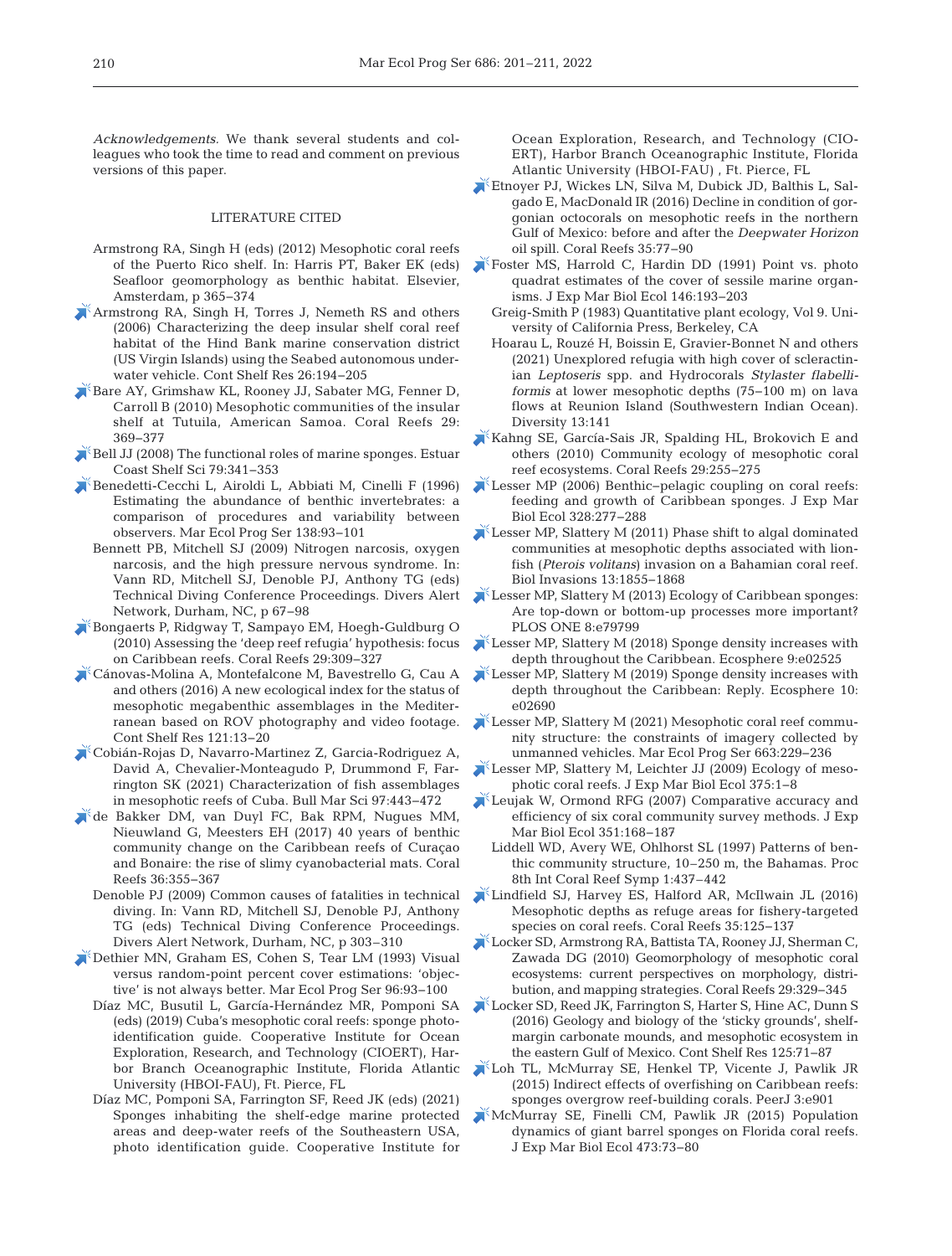*Acknowledgements.* We thank several students and colleagues who took the time to read and comment on previous versions of this paper.

## LITERATURE CITED

Armstrong RA, Singh H (eds) (2012) Mesophotic coral reefs of the Puerto Rico shelf. In: Harris PT, Baker EK (eds) Seafloor geomorphology as benthic habitat. Elsevier, Amsterdam, p 365–374

Armstrong RA, Singh H, Torres J, Nemeth RS and others (2006) Characterizing the deep insular shelf coral reef habitat of the Hind Bank marine conservation district (US Virgin Islands) using the Seabed autonomous underwater vehicle. Cont Shelf Res 26:194–205

Bare AY, Grimshaw KL, Rooney JJ, Sabater MG, Fenner D, Carroll B (2010) Mesophotic communities of the insular shelf at Tutuila, American Samoa. Coral Reefs 29: 369–377

Bell JJ (2008) The functional roles of marine sponges. Estuar Coast Shelf Sci 79:341–353

Benedetti-Cecchi L, Airoldi L, Abbiati M, Cinelli F (1996) Estimating the abundance of benthic invertebrates: a comparison of procedures and variability between observers. Mar Ecol Prog Ser 138:93–101

Bennett PB, Mitchell SJ (2009) Nitrogen narcosis, oxygen narcosis, and the high pressure nervous syndrome. In: Vann RD, Mitchell SJ, Denoble PJ, Anthony TG (eds) Technical Diving Conference Proceedings. Divers Alert Network, Durham, NC, p 67–98

Bongaerts P, Ridgway T, Sampayo EM, Hoegh-Guldburg O (2010) Assessing the 'deep reef refugia' hypothesis: focus on Caribbean reefs. Coral Reefs 29:309–327

Cánovas-Molina A, Montefalcone M, Bavestrello G, Cau A and others (2016) A new ecological index for the status of mesophotic megabenthic assemblages in the Mediterranean based on ROV photography and video footage. Cont Shelf Res 121:13–20

Cobián-Rojas D, Navarro-Martinez Z, Garcia-Rodriguez A, David A, Chevalier-Monteagudo P, Drummond F, Farrington SK (2021) Characterization of fish assemblages in mesophotic reefs of Cuba. Bull Mar Sci 97:443–472

de Bakker DM, van Duyl FC, Bak RPM, Nugues MM, Nieuwland G, Meesters EH (2017) 40 years of benthic community change on the Caribbean reefs of Curaçao and Bonaire: the rise of slimy cyanobacterial mats. Coral Reefs 36:355–367

Denoble PJ (2009) Common causes of fatalities in technical diving. In: Vann RD, Mitchell SJ, Denoble PJ, Anthony TG (eds) Technical Diving Conference Proceedings. Divers Alert Network, Durham, NC, p 303–310

Dethier MN, Graham ES, Cohen S, Tear LM (1993) Visual versus random-point percent cover estimations: 'objective' is not always better. Mar Ecol Prog Ser 96:93–100

Díaz MC, Busutil L, García-Hernández MR, Pomponi SA (eds) (2019) Cuba's mesophotic coral reefs: sponge photo-identification guide. Cooperative Institute for Ocean Exploration, Research, and Technology (CIOERT), Harbor Branch Oceanographic Institute, Florida Atlantic University (HBOI-FAU), Ft. Pierce, FL

Díaz MC, Pomponi SA, Farrington SF, Reed JK (eds) (2021) Sponges inhabiting the shelf-edge marine protected areas and deep-water reefs of the Southeastern USA, photo identification guide. Cooperative Institute for Ocean Exploration, Research, and Technology (CIOERT), Harbor Branch Oceanographic Institute, Florida Atlantic University (HBOI-FAU) , Ft. Pierce, FL

Etnoyer PJ, Wickes LN, Silva M, Dubick JD, Balthis L, Salgado E, MacDonald IR (2016) Decline in condition of gorgonian octocorals on mesophotic reefs in the northern Gulf of Mexico: before and after the *Deepwater Horizon* oil spill. Coral Reefs 35:77–90

Foster MS, Harrold C, Hardin DD (1991) Point vs. photo quadrat estimates of the cover of sessile marine organisms. J Exp Mar Biol Ecol 146:193–203

Greig-Smith P (1983) Quantitative plant ecology, Vol 9. University of California Press, Berkeley, CA

Hoarau L, Rouzé H, Boissin E, Gravier-Bonnet N and others (2021) Unexplored refugia with high cover of scleractinian *Leptoseris* spp. and Hydrocorals *Stylaster flabelliformis* at lower mesophotic depths (75–100 m) on lava flows at Reunion Island (Southwestern Indian Ocean). Diversity 13:141

Kahng SE, García-Sais JR, Spalding HL, Brokovich E and others (2010) Community ecology of mesophotic coral reef ecosystems. Coral Reefs 29:255–275

Lesser MP (2006) Benthic–pelagic coupling on coral reefs: feeding and growth of Caribbean sponges. J Exp Mar Biol Ecol 328:277–288

Lesser MP, Slattery M (2011) Phase shift to algal dominated communities at mesophotic depths associated with lionfish (*Pterois volitans*) invasion on a Bahamian coral reef. Biol Invasions 13:1855–1868

Lesser MP, Slattery M (2013) Ecology of Caribbean sponges: Are top-down or bottom-up processes more important? PLOS ONE 8:e79799

Lesser MP, Slattery M (2018) Sponge density increases with depth throughout the Caribbean. Ecosphere 9:e02525

Lesser MP, Slattery M (2019) Sponge density increases with depth throughout the Caribbean: Reply. Ecosphere 10: e02690

Lesser MP, Slattery M (2021) Mesophotic coral reef community structure: the constraints of imagery collected by unmanned vehicles. Mar Ecol Prog Ser 663:229–236

Lesser MP, Slattery M, Leichter JJ (2009) Ecology of mesophotic coral reefs. J Exp Mar Biol Ecol 375:1–8

Leujak W, Ormond RFG (2007) Comparative accuracy and efficiency of six coral community survey methods. J Exp Mar Biol Ecol 351:168–187

Liddell WD, Avery WE, Ohlhorst SL (1997) Patterns of benthic community structure, 10–250 m, the Bahamas. Proc 8th Int Coral Reef Symp 1:437–442

Lindfield SJ, Harvey ES, Halford AR, McIlwain JL (2016) Mesophotic depths as refuge areas for fishery-targeted species on coral reefs. Coral Reefs 35:125–137

Locker SD, Armstrong RA, Battista TA, Rooney JJ, Sherman C, Zawada DG (2010) Geomorphology of mesophotic coral ecosystems: current perspectives on morphology, distribution, and mapping strategies. Coral Reefs 29:329–345

Locker SD, Reed JK, Farrington S, Harter S, Hine AC, Dunn S (2016) Geology and biology of the 'sticky grounds', shelf-margin carbonate mounds, and mesophotic ecosystem in the eastern Gulf of Mexico. Cont Shelf Res 125:71–87

Loh TL, McMurray SE, Henkel TP, Vicente J, Pawlik JR (2015) Indirect effects of overfishing on Caribbean reefs: sponges overgrow reef-building corals. PeerJ 3:e901

McMurray SE, Finelli CM, Pawlik JR (2015) Population dynamics of giant barrel sponges on Florida coral reefs. J Exp Mar Biol Ecol 473:73–80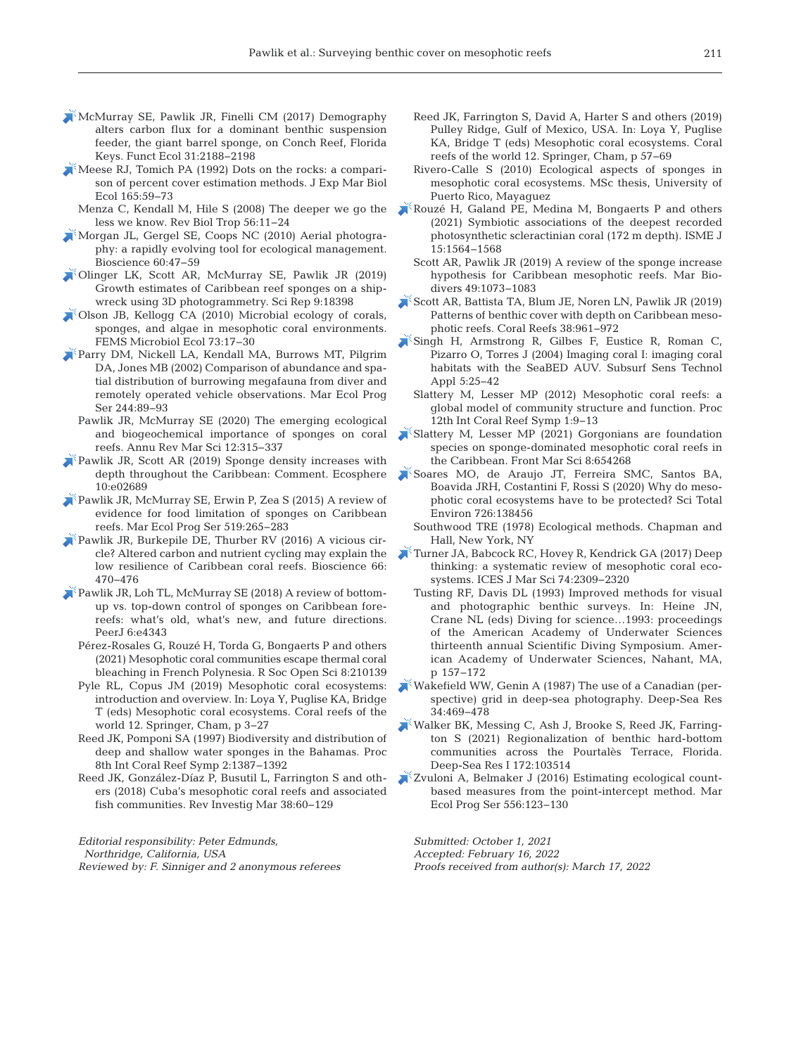McMurray SE, Pawlik JR, Finelli CM (2017) Demography alters carbon flux for a dominant benthic suspension feeder, the giant barrel sponge, on Conch Reef, Florida Keys. Funct Ecol 31:2188−2198

Meese RJ, Tomich PA (1992) Dots on the rocks: a comparison of percent cover estimation methods. J Exp Mar Biol Ecol 165:59−73

Menza C, Kendall M, Hile S (2008) The deeper we go the less we know. Rev Biol Trop 56:11−24

Morgan JL, Gergel SE, Coops NC (2010) Aerial photography: a rapidly evolving tool for ecological management. Bioscience 60:47−59

Olinger LK, Scott AR, McMurray SE, Pawlik JR (2019) Growth estimates of Caribbean reef sponges on a shipwreck using 3D photogrammetry. Sci Rep 9:18398

Olson JB, Kellogg CA (2010) Microbial ecology of corals, sponges, and algae in mesophotic coral environments. FEMS Microbiol Ecol 73:17−30

Parry DM, Nickell LA, Kendall MA, Burrows MT, Pilgrim DA, Jones MB (2002) Comparison of abundance and spatial distribution of burrowing megafauna from diver and remotely operated vehicle observations. Mar Ecol Prog Ser 244:89−93

Pawlik JR, McMurray SE (2020) The emerging ecological and biogeochemical importance of sponges on coral reefs. Annu Rev Mar Sci 12:315−337

Pawlik JR, Scott AR (2019) Sponge density increases with depth throughout the Caribbean: Comment. Ecosphere 10:e02689

Pawlik JR, McMurray SE, Erwin P, Zea S (2015) A review of evidence for food limitation of sponges on Caribbean reefs. Mar Ecol Prog Ser 519:265−283

Pawlik JR, Burkepile DE, Thurber RV (2016) A vicious circle? Altered carbon and nutrient cycling may explain the low resilience of Caribbean coral reefs. Bioscience 66: 470−476

Pawlik JR, Loh TL, McMurray SE (2018) A review of bottom-up vs. top-down control of sponges on Caribbean fore-reefs: what's old, what's new, and future directions. PeerJ 6:e4343

Pérez-Rosales G, Rouzé H, Torda G, Bongaerts P and others (2021) Mesophotic coral communities escape thermal coral bleaching in French Polynesia. R Soc Open Sci 8:210139

Pyle RL, Copus JM (2019) Mesophotic coral ecosystems: introduction and overview. In: Loya Y, Puglise KA, Bridge T (eds) Mesophotic coral ecosystems. Coral reefs of the world 12. Springer, Cham, p 3−27

Reed JK, Pomponi SA (1997) Biodiversity and distribution of deep and shallow water sponges in the Bahamas. Proc 8th Int Coral Reef Symp 2:1387−1392

Reed JK, González-Díaz P, Busutil L, Farrington S and others (2018) Cuba's mesophotic coral reefs and associated fish communities. Rev Investig Mar 38:60−129

Reed JK, Farrington S, David A, Harter S and others (2019) Pulley Ridge, Gulf of Mexico, USA. In: Loya Y, Puglise KA, Bridge T (eds) Mesophotic coral ecosystems. Coral reefs of the world 12. Springer, Cham, p 57−69

Rivero-Calle S (2010) Ecological aspects of sponges in mesophotic coral ecosystems. MSc thesis, University of Puerto Rico, Mayaguez

Rouzé H, Galand PE, Medina M, Bongaerts P and others (2021) Symbiotic associations of the deepest recorded photosynthetic scleractinian coral (172 m depth). ISME J 15:1564−1568

Scott AR, Pawlik JR (2019) A review of the sponge increase hypothesis for Caribbean mesophotic reefs. Mar Biodivers 49:1073−1083

Scott AR, Battista TA, Blum JE, Noren LN, Pawlik JR (2019) Patterns of benthic cover with depth on Caribbean mesophotic reefs. Coral Reefs 38:961−972

Singh H, Armstrong R, Gilbes F, Eustice R, Roman C, Pizarro O, Torres J (2004) Imaging coral I: imaging coral habitats with the SeaBED AUV. Subsurf Sens Technol Appl 5:25−42

Slattery M, Lesser MP (2012) Mesophotic coral reefs: a global model of community structure and function. Proc 12th Int Coral Reef Symp 1:9−13

Slattery M, Lesser MP (2021) Gorgonians are foundation species on sponge-dominated mesophotic coral reefs in the Caribbean. Front Mar Sci 8:654268

Soares MO, de Araujo JT, Ferreira SMC, Santos BA, Boavida JRH, Costantini F, Rossi S (2020) Why do mesophotic coral ecosystems have to be protected? Sci Total Environ 726:138456

Southwood TRE (1978) Ecological methods. Chapman and Hall, New York, NY

Turner JA, Babcock RC, Hovey R, Kendrick GA (2017) Deep thinking: a systematic review of mesophotic coral ecosystems. ICES J Mar Sci 74:2309−2320

Tusting RF, Davis DL (1993) Improved methods for visual and photographic benthic surveys. In: Heine JN, Crane NL (eds) Diving for science…1993: proceedings of the American Academy of Underwater Sciences thirteenth annual Scientific Diving Symposium. American Academy of Underwater Sciences, Nahant, MA, p 157−172

Wakefield WW, Genin A (1987) The use of a Canadian (perspective) grid in deep-sea photography. Deep-Sea Res 34:469−478

Walker BK, Messing C, Ash J, Brooke S, Reed JK, Farrington S (2021) Regionalization of benthic hard-bottom communities across the Pourtalès Terrace, Florida. Deep-Sea Res I 172:103514

Zvuloni A, Belmaker J (2016) Estimating ecological count-based measures from the point-intercept method. Mar Ecol Prog Ser 556:123−130

*Editorial responsibility: Peter Edmunds, Northridge, California, USA*
*Reviewed by: F. Sinniger and 2 anonymous referees*

*Submitted: October 1, 2021*
*Accepted: February 16, 2022*
*Proofs received from author(s): March 17, 2022*